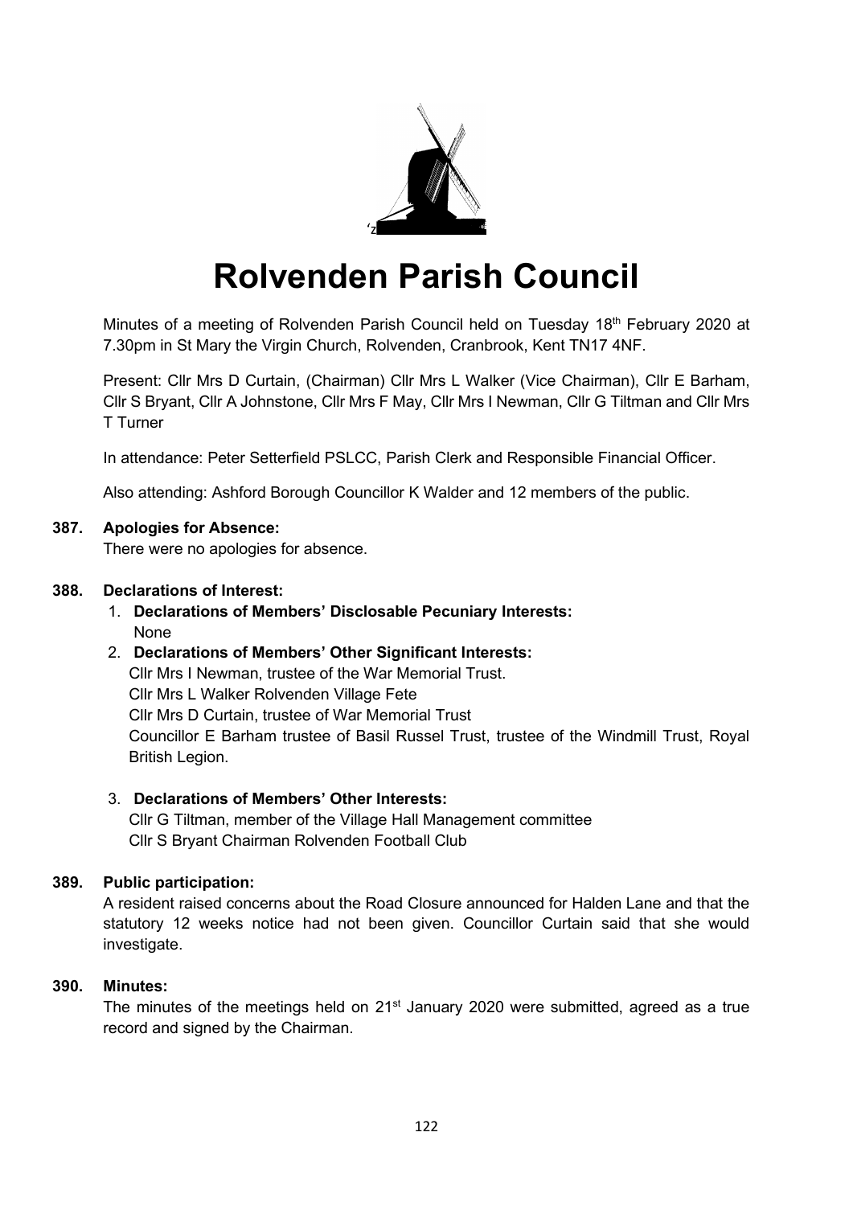# Rolvenden Parish Council

Minutes of a meeting of Rolvenden Parish Council held on Tuesday 18th February 2020 at 7.30pm in St Mary the Virgin Church, Rolvenden, Cranbrook, Kent TN17 4NF.

Present: Cllr Mrs D Curtain, (Chairman) Cllr Mrs L Walker (Vice Chairman), Cllr E Barham, Cllr S Bryant, Cllr A Johnstone, Cllr Mrs F May, Cllr Mrs I Newman, Cllr G Tiltman and Cllr Mrs T Turner

In attendance: Peter Setterfield PSLCC, Parish Clerk and Responsible Financial Officer.

Also attending: Ashford Borough Councillor K Walder and 12 members of the public.

**387. Apologies for Absence:**

There were no apologies for absence.

**388. Declarations of Interest:**

1. **Declarations of Members' Disclosable Pecuniary Interests:**
   None
2. **Declarations of Members' Other Significant Interests:**
   Cllr Mrs I Newman, trustee of the War Memorial Trust.
   Cllr Mrs L Walker Rolvenden Village Fete
   Cllr Mrs D Curtain, trustee of War Memorial Trust
   Councillor E Barham trustee of Basil Russel Trust, trustee of the Windmill Trust, Royal British Legion.
3. **Declarations of Members' Other Interests:**
   Cllr G Tiltman, member of the Village Hall Management committee
   Cllr S Bryant Chairman Rolvenden Football Club

**389. Public participation:**

A resident raised concerns about the Road Closure announced for Halden Lane and that the statutory 12 weeks notice had not been given. Councillor Curtain said that she would investigate.

**390. Minutes:**

The minutes of the meetings held on 21st January 2020 were submitted, agreed as a true record and signed by the Chairman.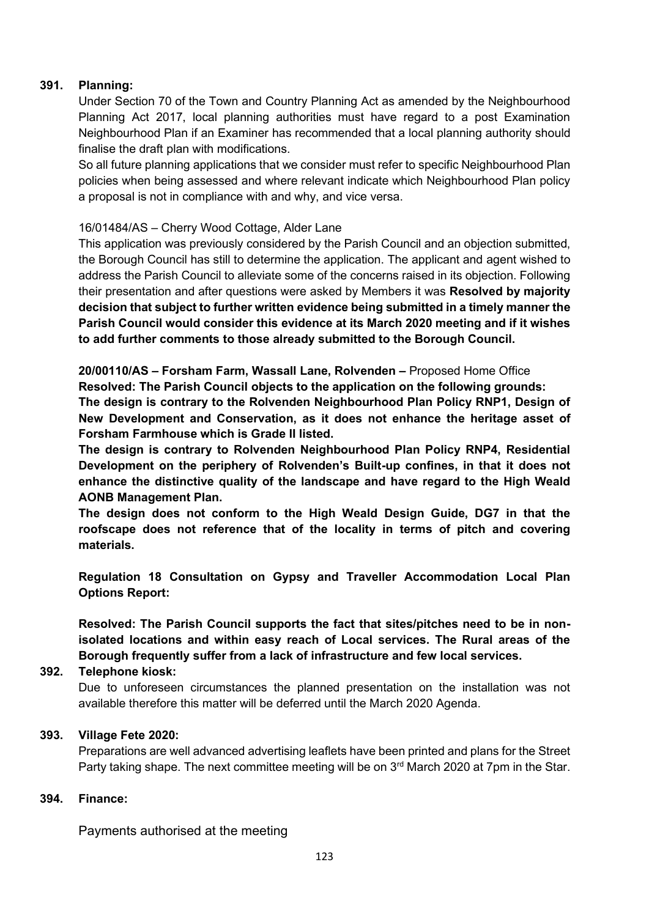**391. Planning:**

Under Section 70 of the Town and Country Planning Act as amended by the Neighbourhood Planning Act 2017, local planning authorities must have regard to a post Examination Neighbourhood Plan if an Examiner has recommended that a local planning authority should finalise the draft plan with modifications.

So all future planning applications that we consider must refer to specific Neighbourhood Plan policies when being assessed and where relevant indicate which Neighbourhood Plan policy a proposal is not in compliance with and why, and vice versa.

16/01484/AS – Cherry Wood Cottage, Alder Lane

This application was previously considered by the Parish Council and an objection submitted, the Borough Council has still to determine the application. The applicant and agent wished to address the Parish Council to alleviate some of the concerns raised in its objection. Following their presentation and after questions were asked by Members it was **Resolved by majority decision that subject to further written evidence being submitted in a timely manner the Parish Council would consider this evidence at its March 2020 meeting and if it wishes to add further comments to those already submitted to the Borough Council.**

**20/00110/AS – Forsham Farm, Wassall Lane, Rolvenden –** Proposed Home Office

**Resolved: The Parish Council objects to the application on the following grounds:**

**The design is contrary to the Rolvenden Neighbourhood Plan Policy RNP1, Design of New Development and Conservation, as it does not enhance the heritage asset of Forsham Farmhouse which is Grade II listed.**

**The design is contrary to Rolvenden Neighbourhood Plan Policy RNP4, Residential Development on the periphery of Rolvenden's Built-up confines, in that it does not enhance the distinctive quality of the landscape and have regard to the High Weald AONB Management Plan.**

**The design does not conform to the High Weald Design Guide, DG7 in that the roofscape does not reference that of the locality in terms of pitch and covering materials.**

**Regulation 18 Consultation on Gypsy and Traveller Accommodation Local Plan Options Report:**

**Resolved: The Parish Council supports the fact that sites/pitches need to be in non-isolated locations and within easy reach of Local services. The Rural areas of the Borough frequently suffer from a lack of infrastructure and few local services.**

**392. Telephone kiosk:**

Due to unforeseen circumstances the planned presentation on the installation was not available therefore this matter will be deferred until the March 2020 Agenda.

**393. Village Fete 2020:**

Preparations are well advanced advertising leaflets have been printed and plans for the Street Party taking shape. The next committee meeting will be on 3rd March 2020 at 7pm in the Star.

**394. Finance:**

Payments authorised at the meeting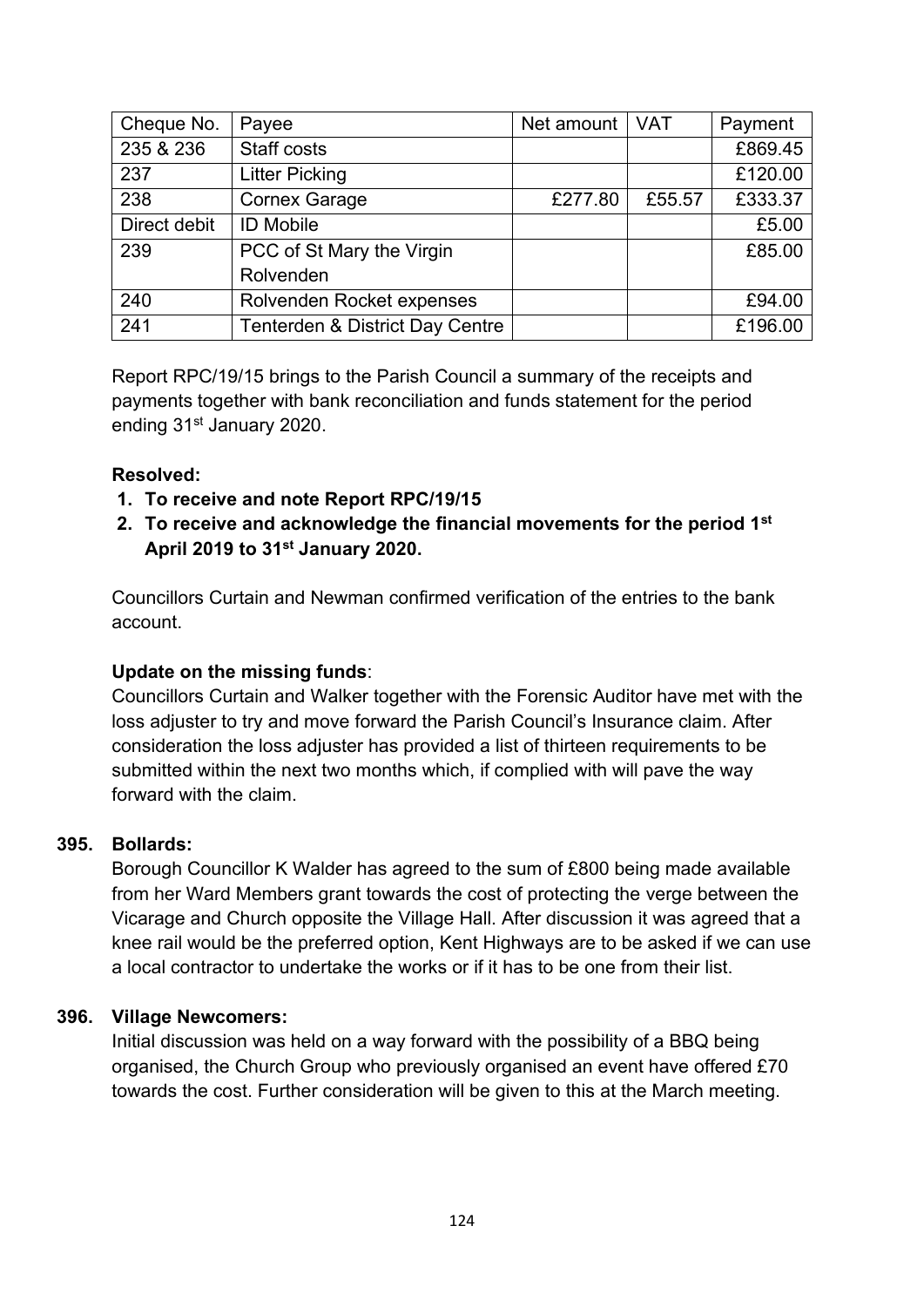| Cheque No. | Payee | Net amount | VAT | Payment |
|---|---|---|---|---|
| 235 & 236 | Staff costs | | | £869.45 |
| 237 | Litter Picking | | | £120.00 |
| 238 | Cornex Garage | £277.80 | £55.57 | £333.37 |
| Direct debit | ID Mobile | | | £5.00 |
| 239 | PCC of St Mary the Virgin Rolvenden | | | £85.00 |
| 240 | Rolvenden Rocket expenses | | | £94.00 |
| 241 | Tenterden & District Day Centre | | | £196.00 |

Report RPC/19/15 brings to the Parish Council a summary of the receipts and payments together with bank reconciliation and funds statement for the period ending 31st January 2020.

**Resolved:**

1. **To receive and note Report RPC/19/15**
2. **To receive and acknowledge the financial movements for the period 1st April 2019 to 31st January 2020.**

Councillors Curtain and Newman confirmed verification of the entries to the bank account.

**Update on the missing funds**:

Councillors Curtain and Walker together with the Forensic Auditor have met with the loss adjuster to try and move forward the Parish Council's Insurance claim. After consideration the loss adjuster has provided a list of thirteen requirements to be submitted within the next two months which, if complied with will pave the way forward with the claim.

**395. Bollards:**

Borough Councillor K Walder has agreed to the sum of £800 being made available from her Ward Members grant towards the cost of protecting the verge between the Vicarage and Church opposite the Village Hall. After discussion it was agreed that a knee rail would be the preferred option, Kent Highways are to be asked if we can use a local contractor to undertake the works or if it has to be one from their list.

**396. Village Newcomers:**

Initial discussion was held on a way forward with the possibility of a BBQ being organised, the Church Group who previously organised an event have offered £70 towards the cost. Further consideration will be given to this at the March meeting.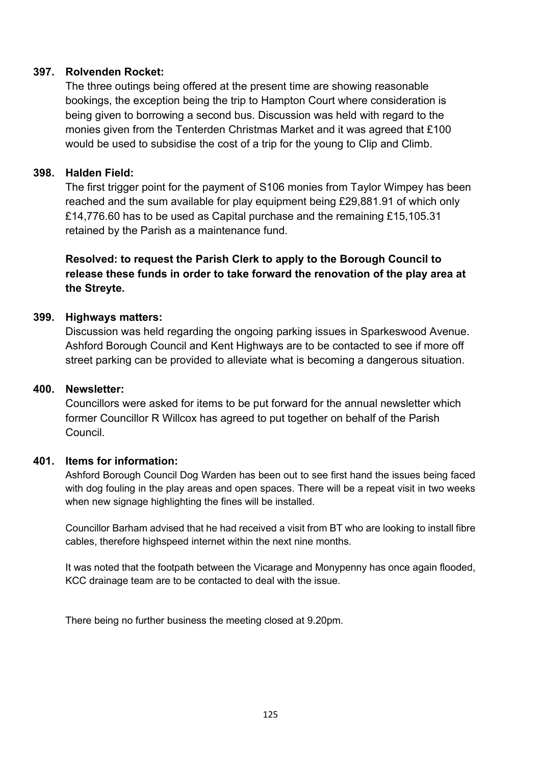**397. Rolvenden Rocket:**

The three outings being offered at the present time are showing reasonable bookings, the exception being the trip to Hampton Court where consideration is being given to borrowing a second bus. Discussion was held with regard to the monies given from the Tenterden Christmas Market and it was agreed that £100 would be used to subsidise the cost of a trip for the young to Clip and Climb.

**398. Halden Field:**

The first trigger point for the payment of S106 monies from Taylor Wimpey has been reached and the sum available for play equipment being £29,881.91 of which only £14,776.60 has to be used as Capital purchase and the remaining £15,105.31 retained by the Parish as a maintenance fund.

**Resolved: to request the Parish Clerk to apply to the Borough Council to release these funds in order to take forward the renovation of the play area at the Streyte.**

**399. Highways matters:**

Discussion was held regarding the ongoing parking issues in Sparkeswood Avenue. Ashford Borough Council and Kent Highways are to be contacted to see if more off street parking can be provided to alleviate what is becoming a dangerous situation.

**400. Newsletter:**

Councillors were asked for items to be put forward for the annual newsletter which former Councillor R Willcox has agreed to put together on behalf of the Parish Council.

**401. Items for information:**

Ashford Borough Council Dog Warden has been out to see first hand the issues being faced with dog fouling in the play areas and open spaces. There will be a repeat visit in two weeks when new signage highlighting the fines will be installed.

Councillor Barham advised that he had received a visit from BT who are looking to install fibre cables, therefore highspeed internet within the next nine months.

It was noted that the footpath between the Vicarage and Monypenny has once again flooded, KCC drainage team are to be contacted to deal with the issue.

There being no further business the meeting closed at 9.20pm.